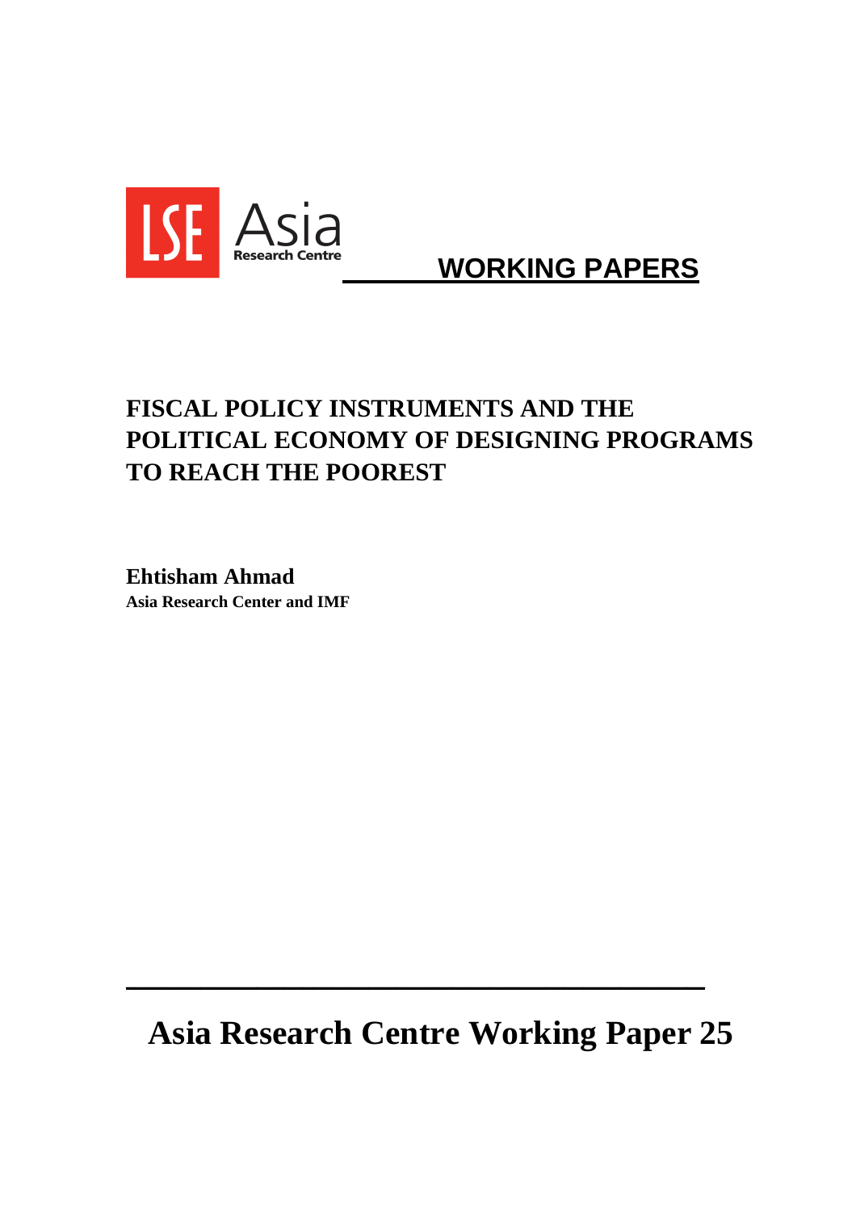LSE Asia Research Centre

**WORKING PAPERS**

# FISCAL POLICY INSTRUMENTS AND THE POLITICAL ECONOMY OF DESIGNING PROGRAMS TO REACH THE POOREST

**Ehtisham Ahmad**
**Asia Research Center and IMF**

---

## Asia Research Centre Working Paper 25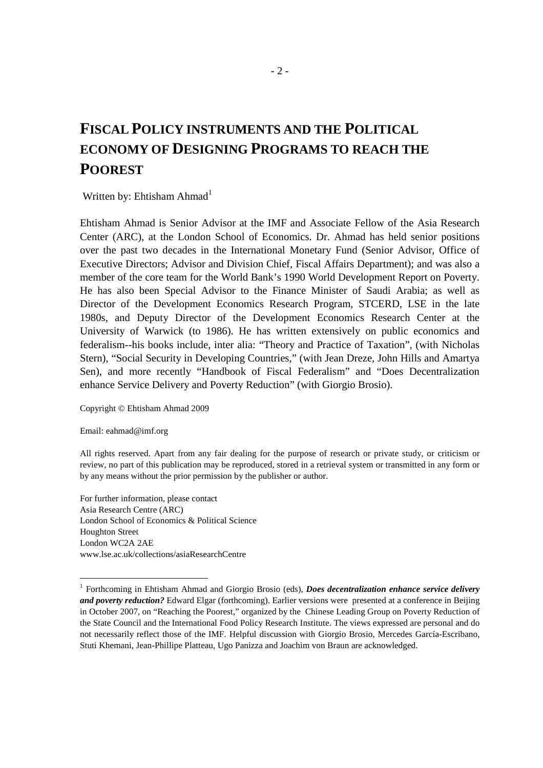# FISCAL POLICY INSTRUMENTS AND THE POLITICAL ECONOMY OF DESIGNING PROGRAMS TO REACH THE POOREST

Written by: Ehtisham Ahmad[1]

Ehtisham Ahmad is Senior Advisor at the IMF and Associate Fellow of the Asia Research Center (ARC), at the London School of Economics. Dr. Ahmad has held senior positions over the past two decades in the International Monetary Fund (Senior Advisor, Office of Executive Directors; Advisor and Division Chief, Fiscal Affairs Department); and was also a member of the core team for the World Bank's 1990 World Development Report on Poverty. He has also been Special Advisor to the Finance Minister of Saudi Arabia; as well as Director of the Development Economics Research Program, STCERD, LSE in the late 1980s, and Deputy Director of the Development Economics Research Center at the University of Warwick (to 1986). He has written extensively on public economics and federalism--his books include, inter alia: "Theory and Practice of Taxation", (with Nicholas Stern), "Social Security in Developing Countries," (with Jean Dreze, John Hills and Amartya Sen), and more recently "Handbook of Fiscal Federalism" and "Does Decentralization enhance Service Delivery and Poverty Reduction" (with Giorgio Brosio).

Copyright © Ehtisham Ahmad 2009

Email: eahmad@imf.org

All rights reserved. Apart from any fair dealing for the purpose of research or private study, or criticism or review, no part of this publication may be reproduced, stored in a retrieval system or transmitted in any form or by any means without the prior permission by the publisher or author.

For further information, please contact
Asia Research Centre (ARC)
London School of Economics & Political Science
Houghton Street
London WC2A 2AE
www.lse.ac.uk/collections/asiaResearchCentre

---

[1] Forthcoming in Ehtisham Ahmad and Giorgio Brosio (eds), ***Does decentralization enhance service delivery and poverty reduction?*** Edward Elgar (forthcoming). Earlier versions were presented at a conference in Beijing in October 2007, on "Reaching the Poorest," organized by the Chinese Leading Group on Poverty Reduction of the State Council and the International Food Policy Research Institute. The views expressed are personal and do not necessarily reflect those of the IMF. Helpful discussion with Giorgio Brosio, Mercedes García-Escribano, Stuti Khemani, Jean-Phillipe Platteau, Ugo Panizza and Joachim von Braun are acknowledged.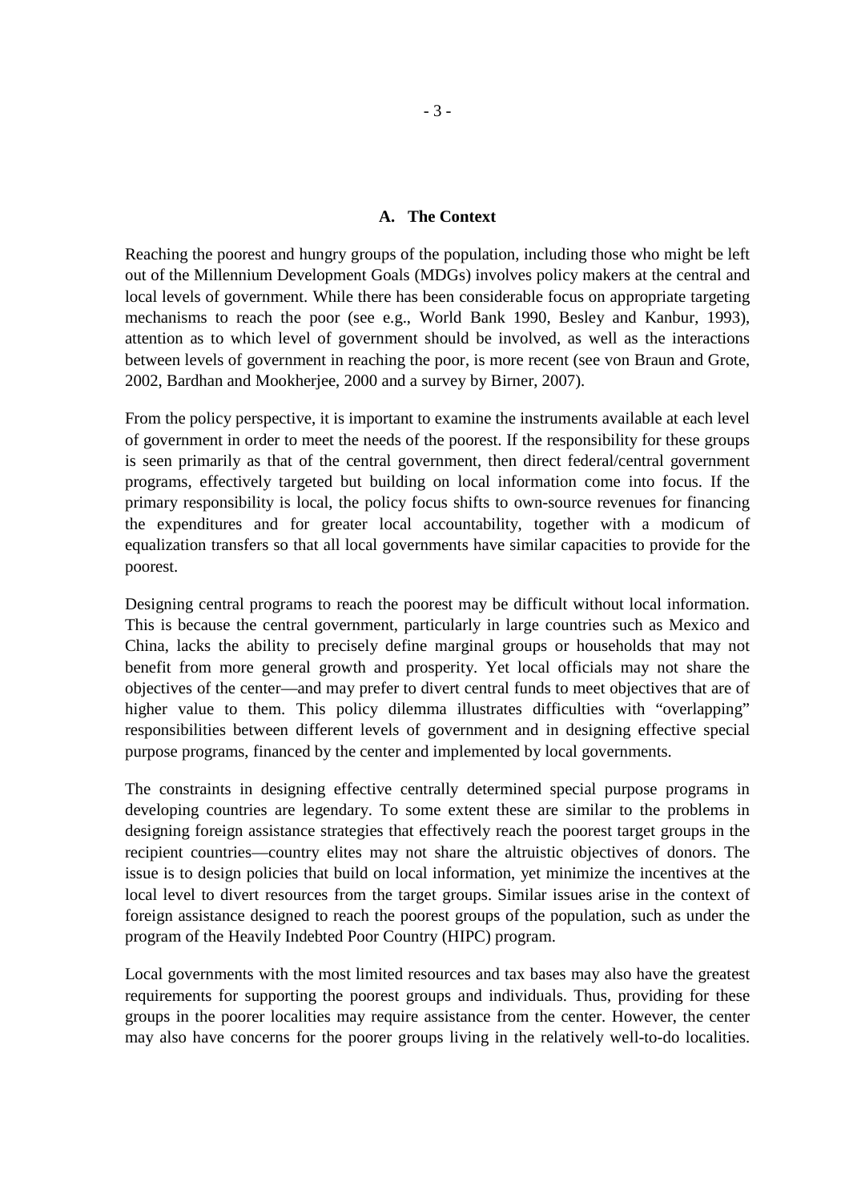### A. The Context

Reaching the poorest and hungry groups of the population, including those who might be left out of the Millennium Development Goals (MDGs) involves policy makers at the central and local levels of government. While there has been considerable focus on appropriate targeting mechanisms to reach the poor (see e.g., World Bank 1990, Besley and Kanbur, 1993), attention as to which level of government should be involved, as well as the interactions between levels of government in reaching the poor, is more recent (see von Braun and Grote, 2002, Bardhan and Mookherjee, 2000 and a survey by Birner, 2007).

From the policy perspective, it is important to examine the instruments available at each level of government in order to meet the needs of the poorest. If the responsibility for these groups is seen primarily as that of the central government, then direct federal/central government programs, effectively targeted but building on local information come into focus. If the primary responsibility is local, the policy focus shifts to own-source revenues for financing the expenditures and for greater local accountability, together with a modicum of equalization transfers so that all local governments have similar capacities to provide for the poorest.

Designing central programs to reach the poorest may be difficult without local information. This is because the central government, particularly in large countries such as Mexico and China, lacks the ability to precisely define marginal groups or households that may not benefit from more general growth and prosperity. Yet local officials may not share the objectives of the center—and may prefer to divert central funds to meet objectives that are of higher value to them. This policy dilemma illustrates difficulties with "overlapping" responsibilities between different levels of government and in designing effective special purpose programs, financed by the center and implemented by local governments.

The constraints in designing effective centrally determined special purpose programs in developing countries are legendary. To some extent these are similar to the problems in designing foreign assistance strategies that effectively reach the poorest target groups in the recipient countries—country elites may not share the altruistic objectives of donors. The issue is to design policies that build on local information, yet minimize the incentives at the local level to divert resources from the target groups. Similar issues arise in the context of foreign assistance designed to reach the poorest groups of the population, such as under the program of the Heavily Indebted Poor Country (HIPC) program.

Local governments with the most limited resources and tax bases may also have the greatest requirements for supporting the poorest groups and individuals. Thus, providing for these groups in the poorer localities may require assistance from the center. However, the center may also have concerns for the poorer groups living in the relatively well-to-do localities.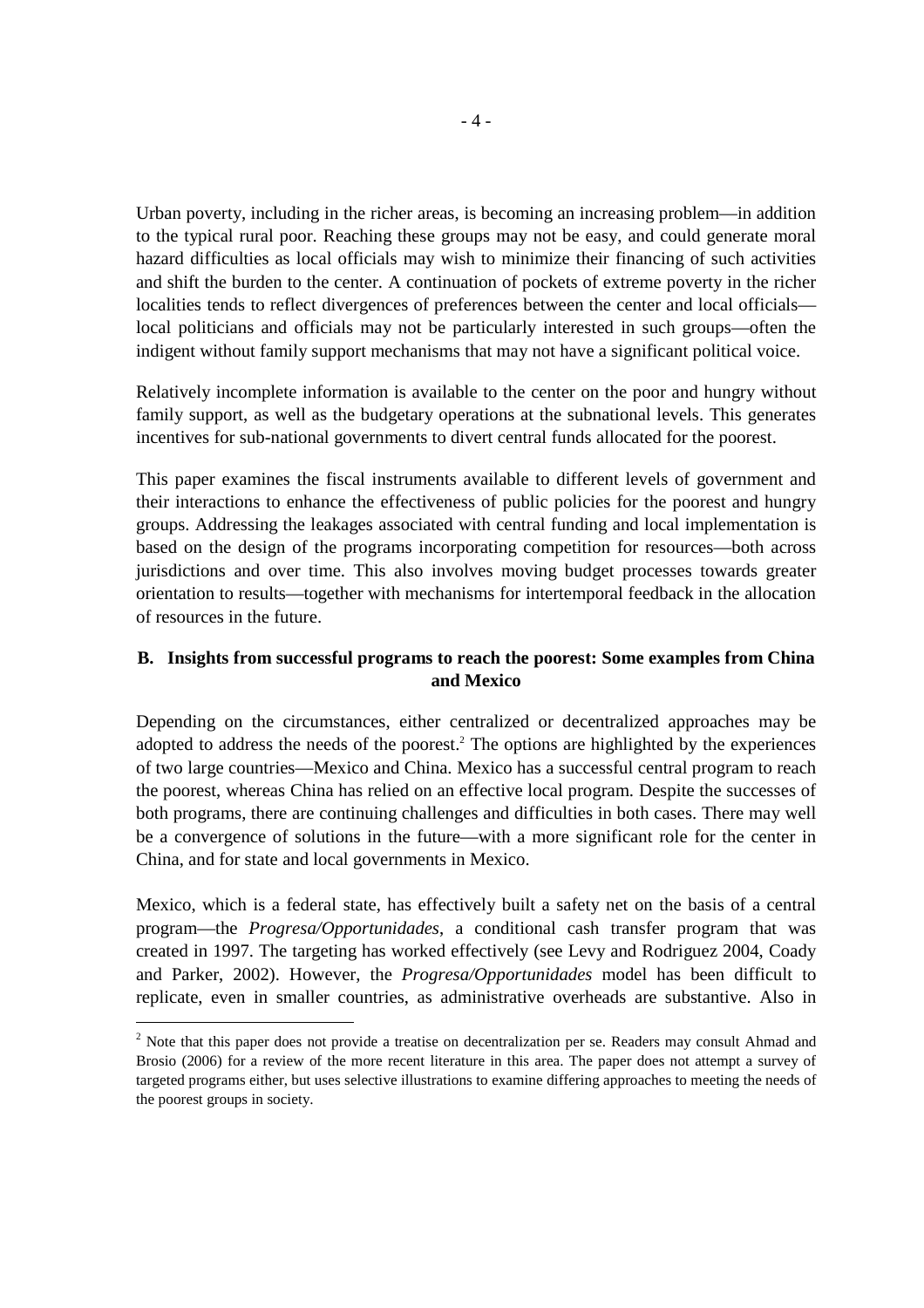Urban poverty, including in the richer areas, is becoming an increasing problem—in addition to the typical rural poor. Reaching these groups may not be easy, and could generate moral hazard difficulties as local officials may wish to minimize their financing of such activities and shift the burden to the center. A continuation of pockets of extreme poverty in the richer localities tends to reflect divergences of preferences between the center and local officials—local politicians and officials may not be particularly interested in such groups—often the indigent without family support mechanisms that may not have a significant political voice.

Relatively incomplete information is available to the center on the poor and hungry without family support, as well as the budgetary operations at the subnational levels. This generates incentives for sub-national governments to divert central funds allocated for the poorest.

This paper examines the fiscal instruments available to different levels of government and their interactions to enhance the effectiveness of public policies for the poorest and hungry groups. Addressing the leakages associated with central funding and local implementation is based on the design of the programs incorporating competition for resources—both across jurisdictions and over time. This also involves moving budget processes towards greater orientation to results—together with mechanisms for intertemporal feedback in the allocation of resources in the future.

## B. Insights from successful programs to reach the poorest: Some examples from China and Mexico

Depending on the circumstances, either centralized or decentralized approaches may be adopted to address the needs of the poorest.[2] The options are highlighted by the experiences of two large countries—Mexico and China. Mexico has a successful central program to reach the poorest, whereas China has relied on an effective local program. Despite the successes of both programs, there are continuing challenges and difficulties in both cases. There may well be a convergence of solutions in the future—with a more significant role for the center in China, and for state and local governments in Mexico.

Mexico, which is a federal state, has effectively built a safety net on the basis of a central program—the *Progresa/Opportunidades*, a conditional cash transfer program that was created in 1997. The targeting has worked effectively (see Levy and Rodriguez 2004, Coady and Parker, 2002). However, the *Progresa/Opportunidades* model has been difficult to replicate, even in smaller countries, as administrative overheads are substantive. Also in

[2] Note that this paper does not provide a treatise on decentralization per se. Readers may consult Ahmad and Brosio (2006) for a review of the more recent literature in this area. The paper does not attempt a survey of targeted programs either, but uses selective illustrations to examine differing approaches to meeting the needs of the poorest groups in society.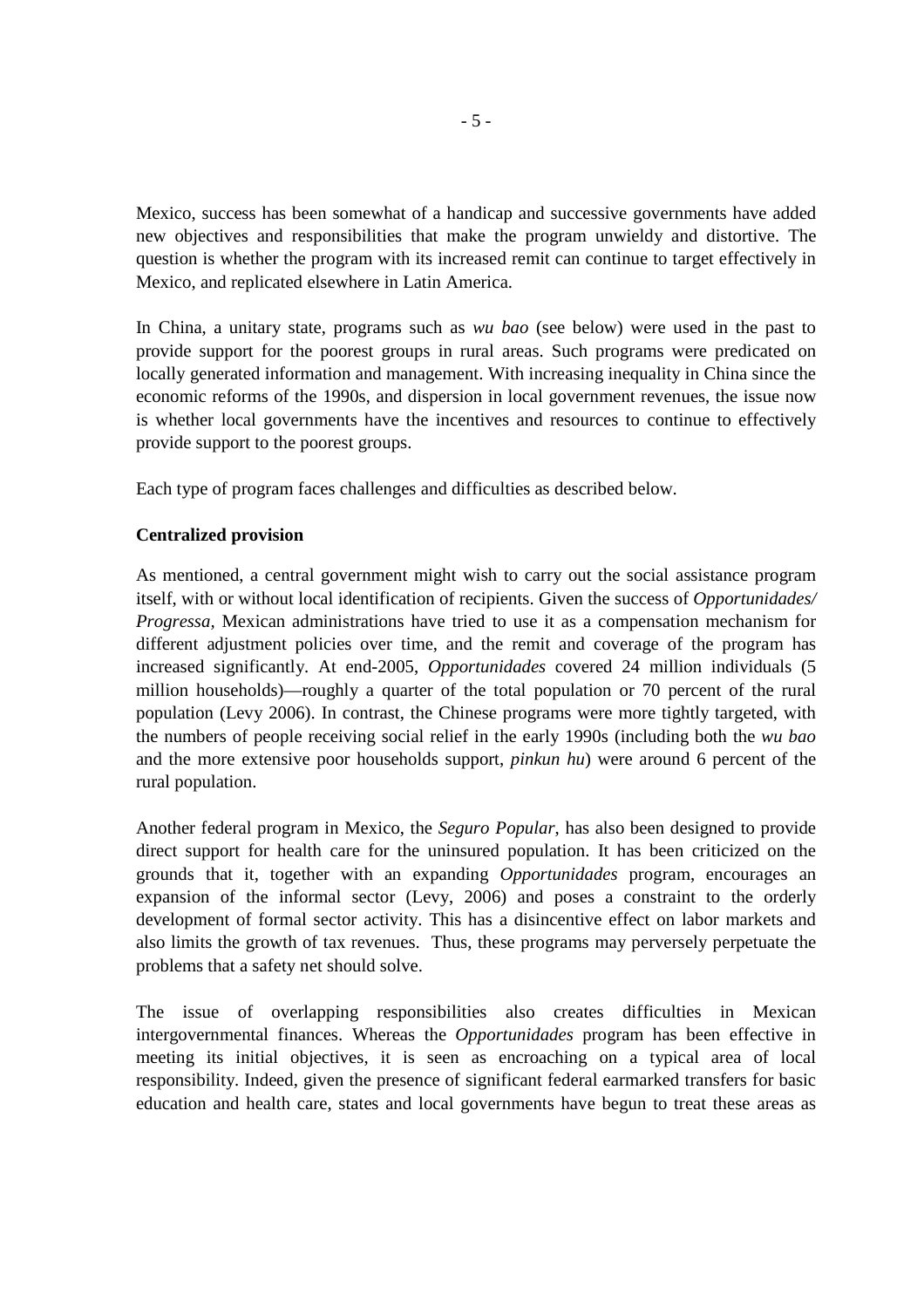Mexico, success has been somewhat of a handicap and successive governments have added new objectives and responsibilities that make the program unwieldy and distortive. The question is whether the program with its increased remit can continue to target effectively in Mexico, and replicated elsewhere in Latin America.

In China, a unitary state, programs such as *wu bao* (see below) were used in the past to provide support for the poorest groups in rural areas. Such programs were predicated on locally generated information and management. With increasing inequality in China since the economic reforms of the 1990s, and dispersion in local government revenues, the issue now is whether local governments have the incentives and resources to continue to effectively provide support to the poorest groups.

Each type of program faces challenges and difficulties as described below.

**Centralized provision**

As mentioned, a central government might wish to carry out the social assistance program itself, with or without local identification of recipients. Given the success of *Opportunidades/ Progressa,* Mexican administrations have tried to use it as a compensation mechanism for different adjustment policies over time, and the remit and coverage of the program has increased significantly. At end-2005, *Opportunidades* covered 24 million individuals (5 million households)—roughly a quarter of the total population or 70 percent of the rural population (Levy 2006). In contrast, the Chinese programs were more tightly targeted, with the numbers of people receiving social relief in the early 1990s (including both the *wu bao* and the more extensive poor households support, *pinkun hu*) were around 6 percent of the rural population.

Another federal program in Mexico, the *Seguro Popular*, has also been designed to provide direct support for health care for the uninsured population. It has been criticized on the grounds that it, together with an expanding *Opportunidades* program, encourages an expansion of the informal sector (Levy, 2006) and poses a constraint to the orderly development of formal sector activity. This has a disincentive effect on labor markets and also limits the growth of tax revenues. Thus, these programs may perversely perpetuate the problems that a safety net should solve.

The issue of overlapping responsibilities also creates difficulties in Mexican intergovernmental finances. Whereas the *Opportunidades* program has been effective in meeting its initial objectives, it is seen as encroaching on a typical area of local responsibility. Indeed, given the presence of significant federal earmarked transfers for basic education and health care, states and local governments have begun to treat these areas as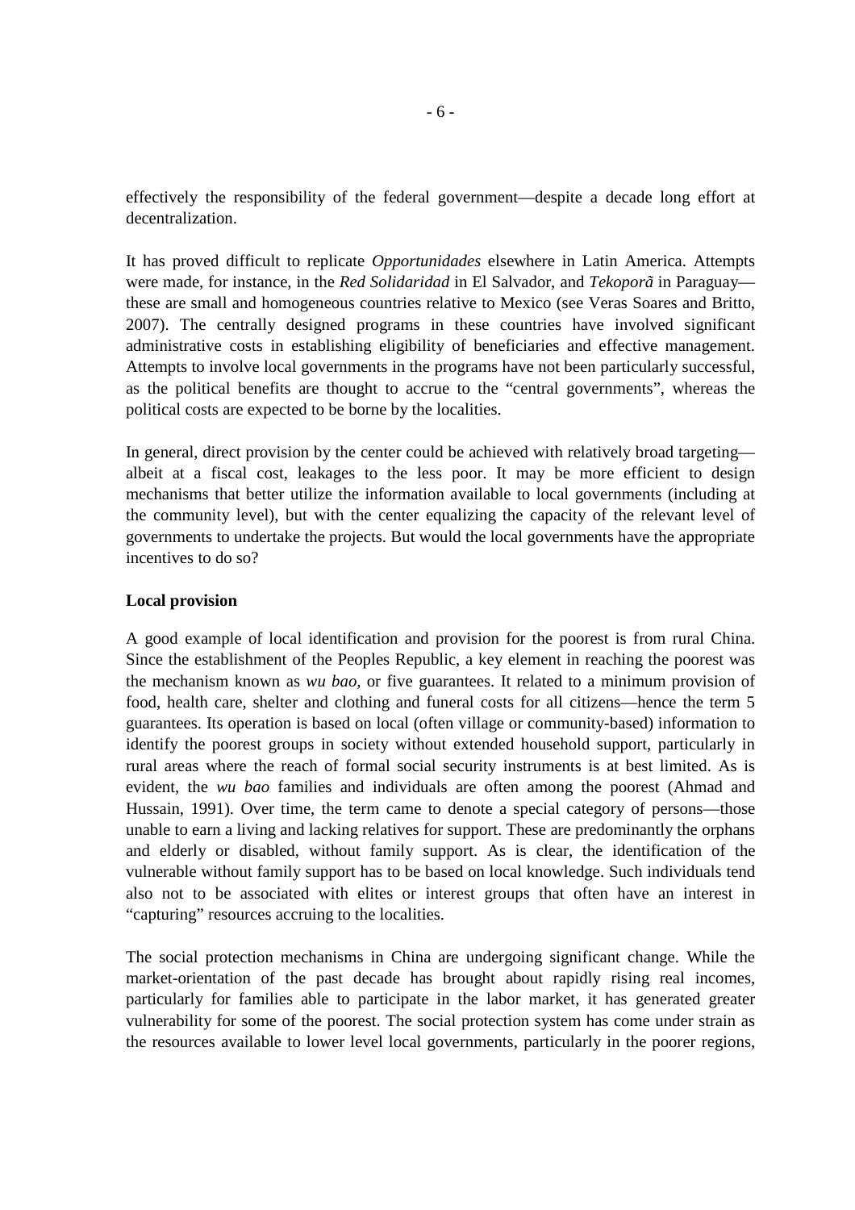effectively the responsibility of the federal government—despite a decade long effort at decentralization.

It has proved difficult to replicate *Opportunidades* elsewhere in Latin America. Attempts were made, for instance, in the *Red Solidaridad* in El Salvador, and *Tekoporã* in Paraguay—these are small and homogeneous countries relative to Mexico (see Veras Soares and Britto, 2007). The centrally designed programs in these countries have involved significant administrative costs in establishing eligibility of beneficiaries and effective management. Attempts to involve local governments in the programs have not been particularly successful, as the political benefits are thought to accrue to the "central governments", whereas the political costs are expected to be borne by the localities.

In general, direct provision by the center could be achieved with relatively broad targeting—albeit at a fiscal cost, leakages to the less poor. It may be more efficient to design mechanisms that better utilize the information available to local governments (including at the community level), but with the center equalizing the capacity of the relevant level of governments to undertake the projects. But would the local governments have the appropriate incentives to do so?

**Local provision**

A good example of local identification and provision for the poorest is from rural China. Since the establishment of the Peoples Republic, a key element in reaching the poorest was the mechanism known as *wu bao*, or five guarantees. It related to a minimum provision of food, health care, shelter and clothing and funeral costs for all citizens—hence the term 5 guarantees. Its operation is based on local (often village or community-based) information to identify the poorest groups in society without extended household support, particularly in rural areas where the reach of formal social security instruments is at best limited. As is evident, the *wu bao* families and individuals are often among the poorest (Ahmad and Hussain, 1991). Over time, the term came to denote a special category of persons—those unable to earn a living and lacking relatives for support. These are predominantly the orphans and elderly or disabled, without family support. As is clear, the identification of the vulnerable without family support has to be based on local knowledge. Such individuals tend also not to be associated with elites or interest groups that often have an interest in "capturing" resources accruing to the localities.

The social protection mechanisms in China are undergoing significant change. While the market-orientation of the past decade has brought about rapidly rising real incomes, particularly for families able to participate in the labor market, it has generated greater vulnerability for some of the poorest. The social protection system has come under strain as the resources available to lower level local governments, particularly in the poorer regions,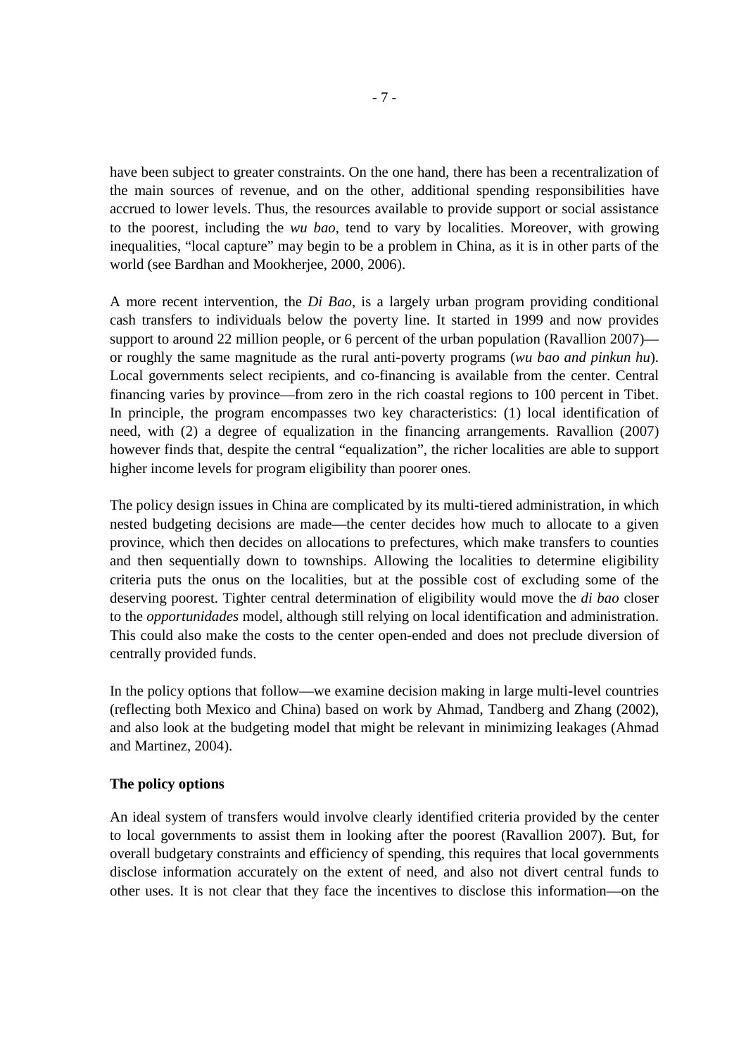have been subject to greater constraints. On the one hand, there has been a recentralization of the main sources of revenue, and on the other, additional spending responsibilities have accrued to lower levels. Thus, the resources available to provide support or social assistance to the poorest, including the *wu bao*, tend to vary by localities. Moreover, with growing inequalities, "local capture" may begin to be a problem in China, as it is in other parts of the world (see Bardhan and Mookherjee, 2000, 2006).

A more recent intervention, the *Di Bao*, is a largely urban program providing conditional cash transfers to individuals below the poverty line. It started in 1999 and now provides support to around 22 million people, or 6 percent of the urban population (Ravallion 2007)—or roughly the same magnitude as the rural anti-poverty programs (*wu bao and pinkun hu*). Local governments select recipients, and co-financing is available from the center. Central financing varies by province—from zero in the rich coastal regions to 100 percent in Tibet. In principle, the program encompasses two key characteristics: (1) local identification of need, with (2) a degree of equalization in the financing arrangements. Ravallion (2007) however finds that, despite the central "equalization", the richer localities are able to support higher income levels for program eligibility than poorer ones.

The policy design issues in China are complicated by its multi-tiered administration, in which nested budgeting decisions are made—the center decides how much to allocate to a given province, which then decides on allocations to prefectures, which make transfers to counties and then sequentially down to townships. Allowing the localities to determine eligibility criteria puts the onus on the localities, but at the possible cost of excluding some of the deserving poorest. Tighter central determination of eligibility would move the *di bao* closer to the *opportunidades* model, although still relying on local identification and administration. This could also make the costs to the center open-ended and does not preclude diversion of centrally provided funds.

In the policy options that follow—we examine decision making in large multi-level countries (reflecting both Mexico and China) based on work by Ahmad, Tandberg and Zhang (2002), and also look at the budgeting model that might be relevant in minimizing leakages (Ahmad and Martinez, 2004).

**The policy options**

An ideal system of transfers would involve clearly identified criteria provided by the center to local governments to assist them in looking after the poorest (Ravallion 2007). But, for overall budgetary constraints and efficiency of spending, this requires that local governments disclose information accurately on the extent of need, and also not divert central funds to other uses. It is not clear that they face the incentives to disclose this information—on the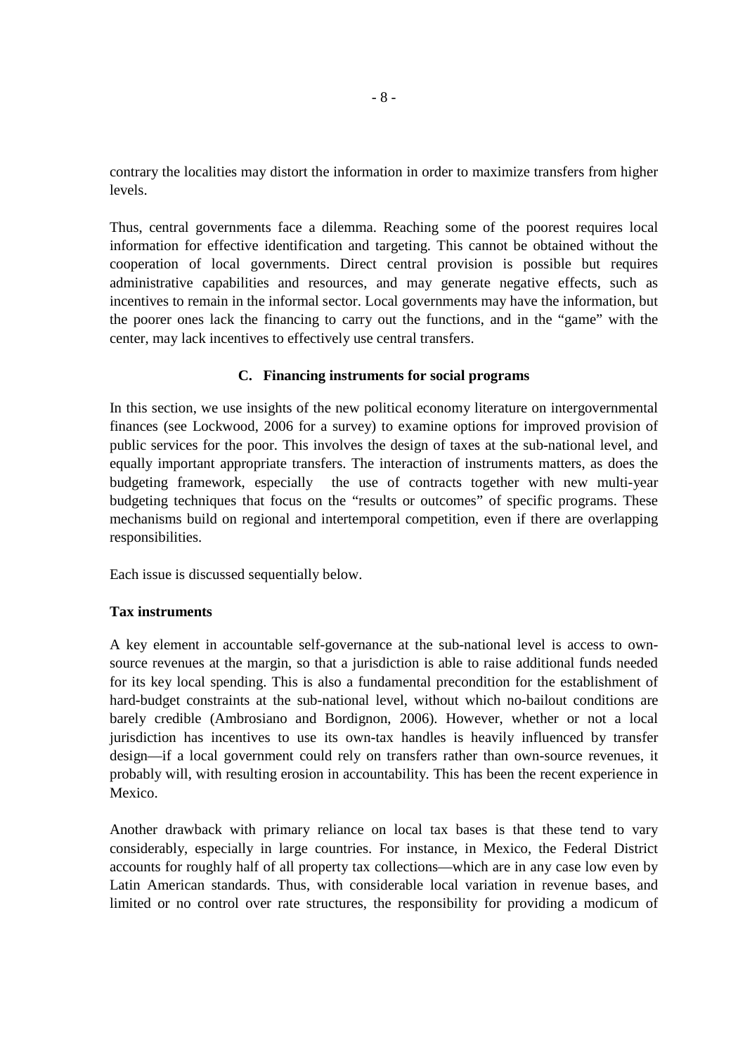contrary the localities may distort the information in order to maximize transfers from higher levels.

Thus, central governments face a dilemma. Reaching some of the poorest requires local information for effective identification and targeting. This cannot be obtained without the cooperation of local governments. Direct central provision is possible but requires administrative capabilities and resources, and may generate negative effects, such as incentives to remain in the informal sector. Local governments may have the information, but the poorer ones lack the financing to carry out the functions, and in the "game" with the center, may lack incentives to effectively use central transfers.

### C. Financing instruments for social programs

In this section, we use insights of the new political economy literature on intergovernmental finances (see Lockwood, 2006 for a survey) to examine options for improved provision of public services for the poor. This involves the design of taxes at the sub-national level, and equally important appropriate transfers. The interaction of instruments matters, as does the budgeting framework, especially the use of contracts together with new multi-year budgeting techniques that focus on the "results or outcomes" of specific programs. These mechanisms build on regional and intertemporal competition, even if there are overlapping responsibilities.

Each issue is discussed sequentially below.

**Tax instruments**

A key element in accountable self-governance at the sub-national level is access to own-source revenues at the margin, so that a jurisdiction is able to raise additional funds needed for its key local spending. This is also a fundamental precondition for the establishment of hard-budget constraints at the sub-national level, without which no-bailout conditions are barely credible (Ambrosiano and Bordignon, 2006). However, whether or not a local jurisdiction has incentives to use its own-tax handles is heavily influenced by transfer design—if a local government could rely on transfers rather than own-source revenues, it probably will, with resulting erosion in accountability. This has been the recent experience in Mexico.

Another drawback with primary reliance on local tax bases is that these tend to vary considerably, especially in large countries. For instance, in Mexico, the Federal District accounts for roughly half of all property tax collections—which are in any case low even by Latin American standards. Thus, with considerable local variation in revenue bases, and limited or no control over rate structures, the responsibility for providing a modicum of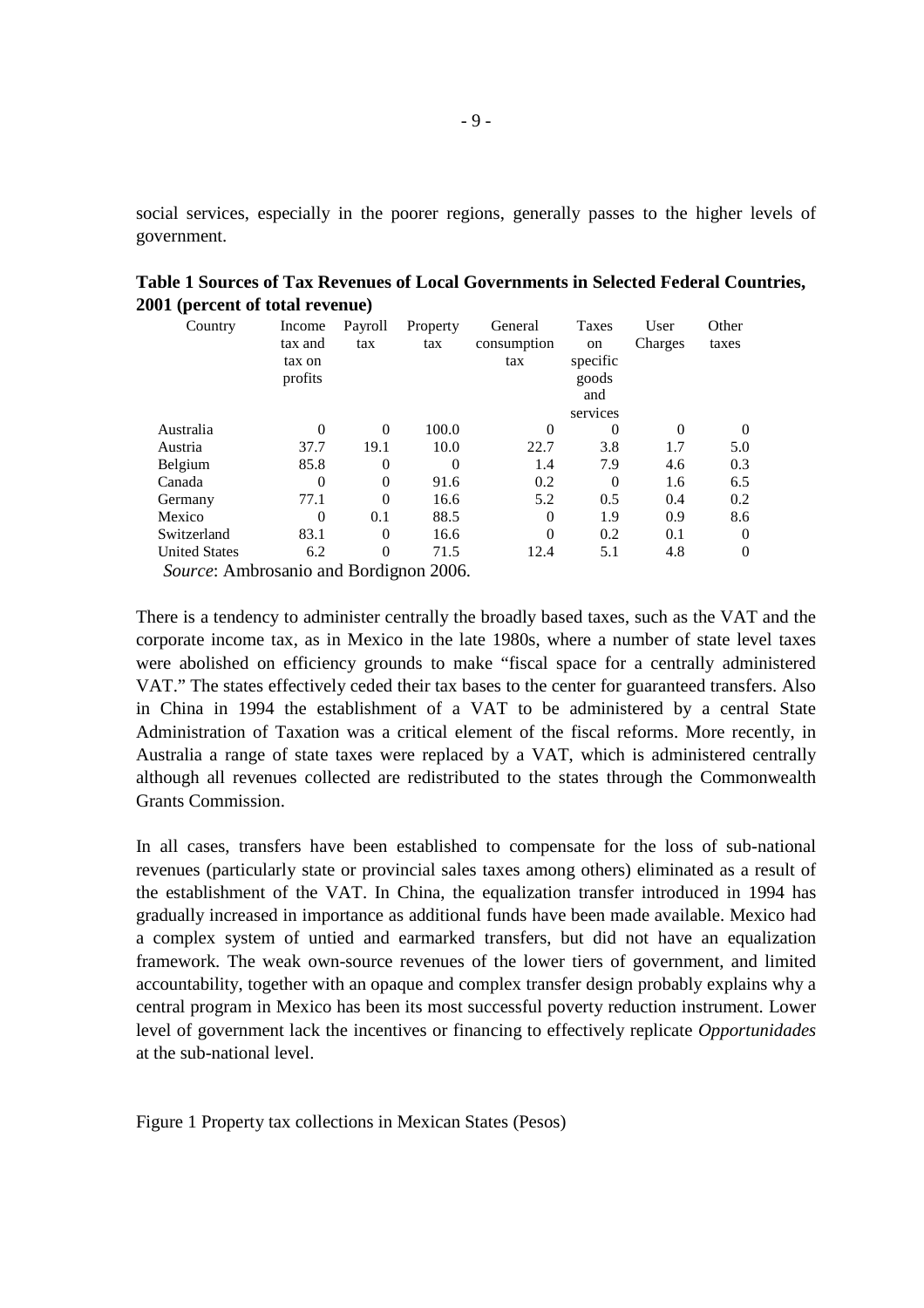social services, especially in the poorer regions, generally passes to the higher levels of government.

**Table 1 Sources of Tax Revenues of Local Governments in Selected Federal Countries, 2001 (percent of total revenue)**

| Country | Income tax and tax on profits | Payroll tax | Property tax | General consumption tax | Taxes on specific goods and services | User Charges | Other taxes |
|---|---|---|---|---|---|---|---|
| Australia | 0 | 0 | 100.0 | 0 | 0 | 0 | 0 |
| Austria | 37.7 | 19.1 | 10.0 | 22.7 | 3.8 | 1.7 | 5.0 |
| Belgium | 85.8 | 0 | 0 | 1.4 | 7.9 | 4.6 | 0.3 |
| Canada | 0 | 0 | 91.6 | 0.2 | 0 | 1.6 | 6.5 |
| Germany | 77.1 | 0 | 16.6 | 5.2 | 0.5 | 0.4 | 0.2 |
| Mexico | 0 | 0.1 | 88.5 | 0 | 1.9 | 0.9 | 8.6 |
| Switzerland | 83.1 | 0 | 16.6 | 0 | 0.2 | 0.1 | 0 |
| United States | 6.2 | 0 | 71.5 | 12.4 | 5.1 | 4.8 | 0 |

*Source*: Ambrosanio and Bordignon 2006.

There is a tendency to administer centrally the broadly based taxes, such as the VAT and the corporate income tax, as in Mexico in the late 1980s, where a number of state level taxes were abolished on efficiency grounds to make "fiscal space for a centrally administered VAT." The states effectively ceded their tax bases to the center for guaranteed transfers. Also in China in 1994 the establishment of a VAT to be administered by a central State Administration of Taxation was a critical element of the fiscal reforms. More recently, in Australia a range of state taxes were replaced by a VAT, which is administered centrally although all revenues collected are redistributed to the states through the Commonwealth Grants Commission.

In all cases, transfers have been established to compensate for the loss of sub-national revenues (particularly state or provincial sales taxes among others) eliminated as a result of the establishment of the VAT. In China, the equalization transfer introduced in 1994 has gradually increased in importance as additional funds have been made available. Mexico had a complex system of untied and earmarked transfers, but did not have an equalization framework. The weak own-source revenues of the lower tiers of government, and limited accountability, together with an opaque and complex transfer design probably explains why a central program in Mexico has been its most successful poverty reduction instrument. Lower level of government lack the incentives or financing to effectively replicate *Opportunidades* at the sub-national level.

Figure 1 Property tax collections in Mexican States (Pesos)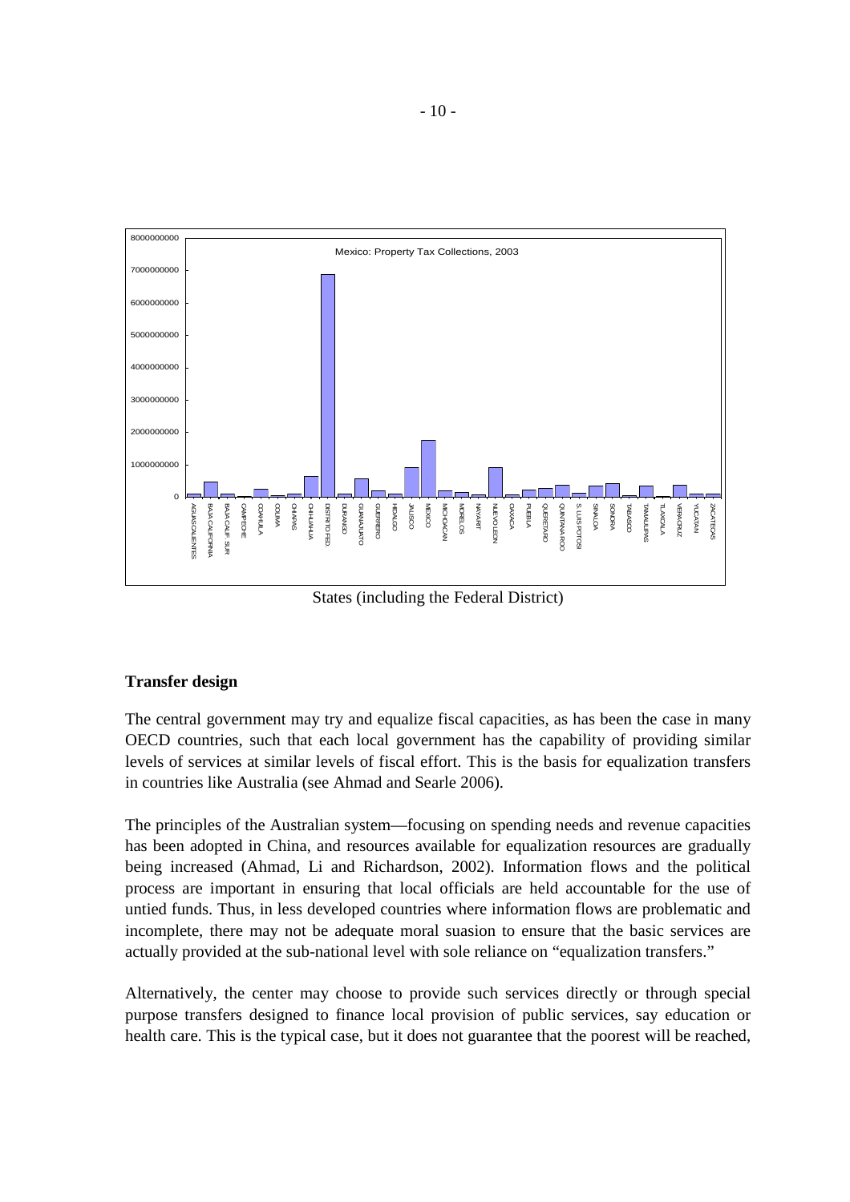Mexico: Property Tax Collections, 2003

States (including the Federal District)

**Transfer design**

The central government may try and equalize fiscal capacities, as has been the case in many OECD countries, such that each local government has the capability of providing similar levels of services at similar levels of fiscal effort. This is the basis for equalization transfers in countries like Australia (see Ahmad and Searle 2006).

The principles of the Australian system—focusing on spending needs and revenue capacities has been adopted in China, and resources available for equalization resources are gradually being increased (Ahmad, Li and Richardson, 2002). Information flows and the political process are important in ensuring that local officials are held accountable for the use of untied funds. Thus, in less developed countries where information flows are problematic and incomplete, there may not be adequate moral suasion to ensure that the basic services are actually provided at the sub-national level with sole reliance on "equalization transfers."

Alternatively, the center may choose to provide such services directly or through special purpose transfers designed to finance local provision of public services, say education or health care. This is the typical case, but it does not guarantee that the poorest will be reached,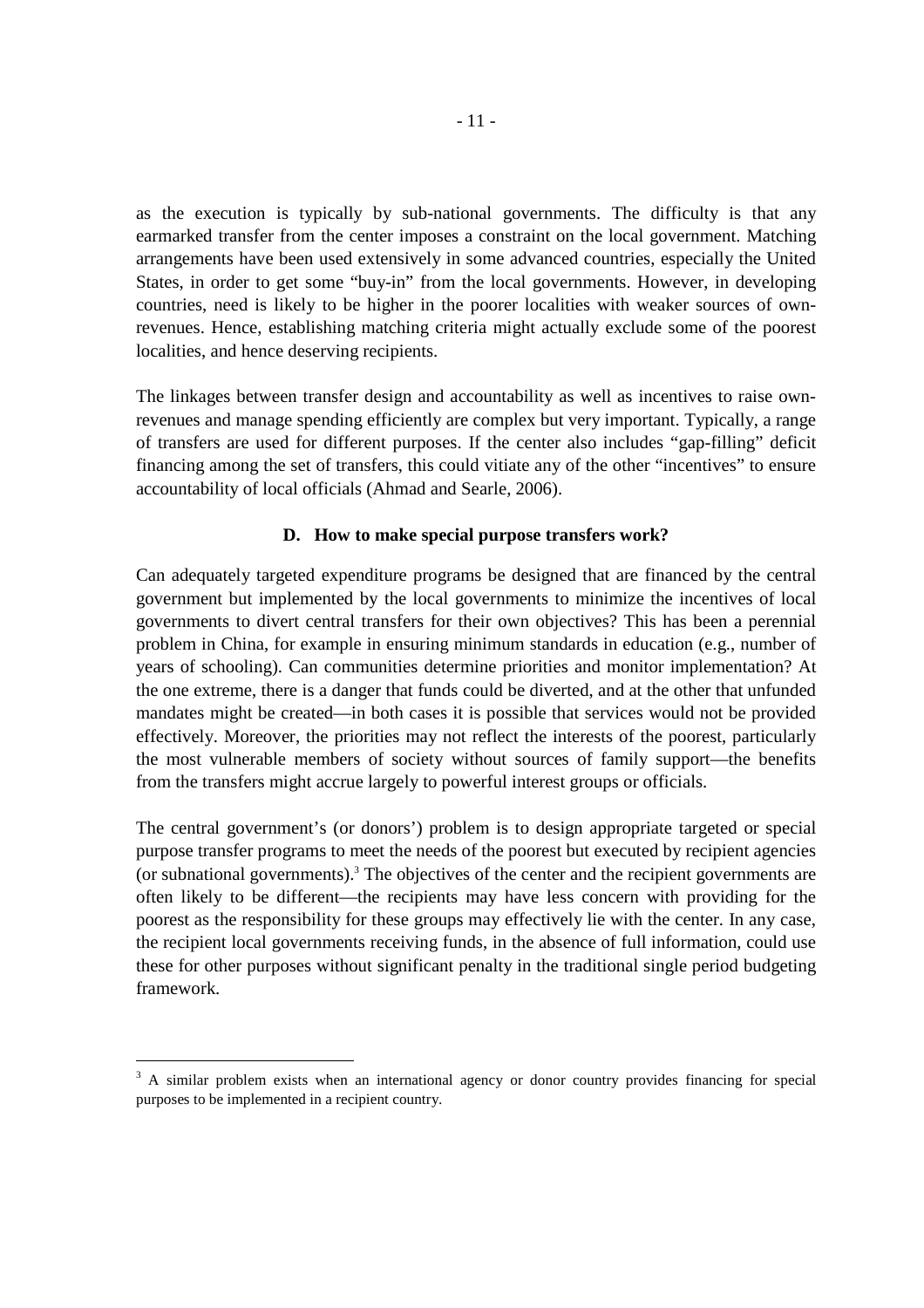as the execution is typically by sub-national governments. The difficulty is that any earmarked transfer from the center imposes a constraint on the local government. Matching arrangements have been used extensively in some advanced countries, especially the United States, in order to get some "buy-in" from the local governments. However, in developing countries, need is likely to be higher in the poorer localities with weaker sources of own-revenues. Hence, establishing matching criteria might actually exclude some of the poorest localities, and hence deserving recipients.

The linkages between transfer design and accountability as well as incentives to raise own-revenues and manage spending efficiently are complex but very important. Typically, a range of transfers are used for different purposes. If the center also includes "gap-filling" deficit financing among the set of transfers, this could vitiate any of the other "incentives" to ensure accountability of local officials (Ahmad and Searle, 2006).

### D. How to make special purpose transfers work?

Can adequately targeted expenditure programs be designed that are financed by the central government but implemented by the local governments to minimize the incentives of local governments to divert central transfers for their own objectives? This has been a perennial problem in China, for example in ensuring minimum standards in education (e.g., number of years of schooling). Can communities determine priorities and monitor implementation? At the one extreme, there is a danger that funds could be diverted, and at the other that unfunded mandates might be created—in both cases it is possible that services would not be provided effectively. Moreover, the priorities may not reflect the interests of the poorest, particularly the most vulnerable members of society without sources of family support—the benefits from the transfers might accrue largely to powerful interest groups or officials.

The central government's (or donors') problem is to design appropriate targeted or special purpose transfer programs to meet the needs of the poorest but executed by recipient agencies (or subnational governments).[3] The objectives of the center and the recipient governments are often likely to be different—the recipients may have less concern with providing for the poorest as the responsibility for these groups may effectively lie with the center. In any case, the recipient local governments receiving funds, in the absence of full information, could use these for other purposes without significant penalty in the traditional single period budgeting framework.

---

[3] A similar problem exists when an international agency or donor country provides financing for special purposes to be implemented in a recipient country.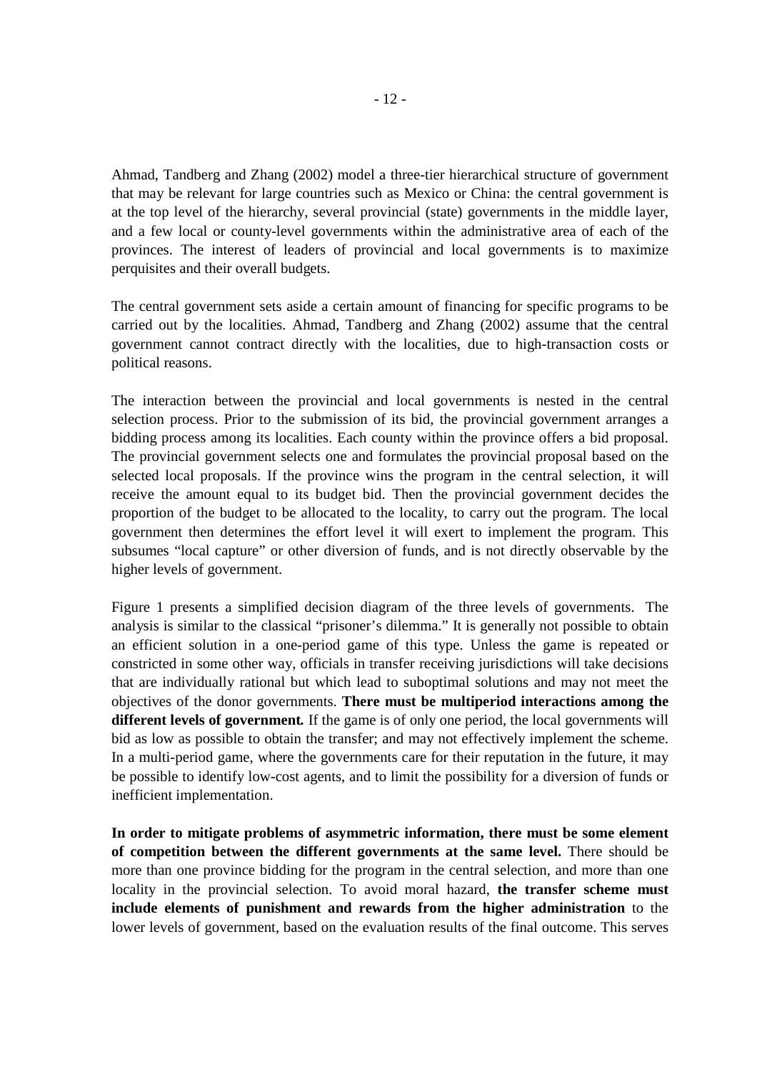Ahmad, Tandberg and Zhang (2002) model a three-tier hierarchical structure of government that may be relevant for large countries such as Mexico or China: the central government is at the top level of the hierarchy, several provincial (state) governments in the middle layer, and a few local or county-level governments within the administrative area of each of the provinces. The interest of leaders of provincial and local governments is to maximize perquisites and their overall budgets.

The central government sets aside a certain amount of financing for specific programs to be carried out by the localities. Ahmad, Tandberg and Zhang (2002) assume that the central government cannot contract directly with the localities, due to high-transaction costs or political reasons.

The interaction between the provincial and local governments is nested in the central selection process. Prior to the submission of its bid, the provincial government arranges a bidding process among its localities. Each county within the province offers a bid proposal. The provincial government selects one and formulates the provincial proposal based on the selected local proposals. If the province wins the program in the central selection, it will receive the amount equal to its budget bid. Then the provincial government decides the proportion of the budget to be allocated to the locality, to carry out the program. The local government then determines the effort level it will exert to implement the program. This subsumes "local capture" or other diversion of funds, and is not directly observable by the higher levels of government.

Figure 1 presents a simplified decision diagram of the three levels of governments. The analysis is similar to the classical "prisoner's dilemma." It is generally not possible to obtain an efficient solution in a one-period game of this type. Unless the game is repeated or constricted in some other way, officials in transfer receiving jurisdictions will take decisions that are individually rational but which lead to suboptimal solutions and may not meet the objectives of the donor governments. **There must be multiperiod interactions among the different levels of government.** If the game is of only one period, the local governments will bid as low as possible to obtain the transfer; and may not effectively implement the scheme. In a multi-period game, where the governments care for their reputation in the future, it may be possible to identify low-cost agents, and to limit the possibility for a diversion of funds or inefficient implementation.

**In order to mitigate problems of asymmetric information, there must be some element of competition between the different governments at the same level.** There should be more than one province bidding for the program in the central selection, and more than one locality in the provincial selection. To avoid moral hazard, **the transfer scheme must include elements of punishment and rewards from the higher administration** to the lower levels of government, based on the evaluation results of the final outcome. This serves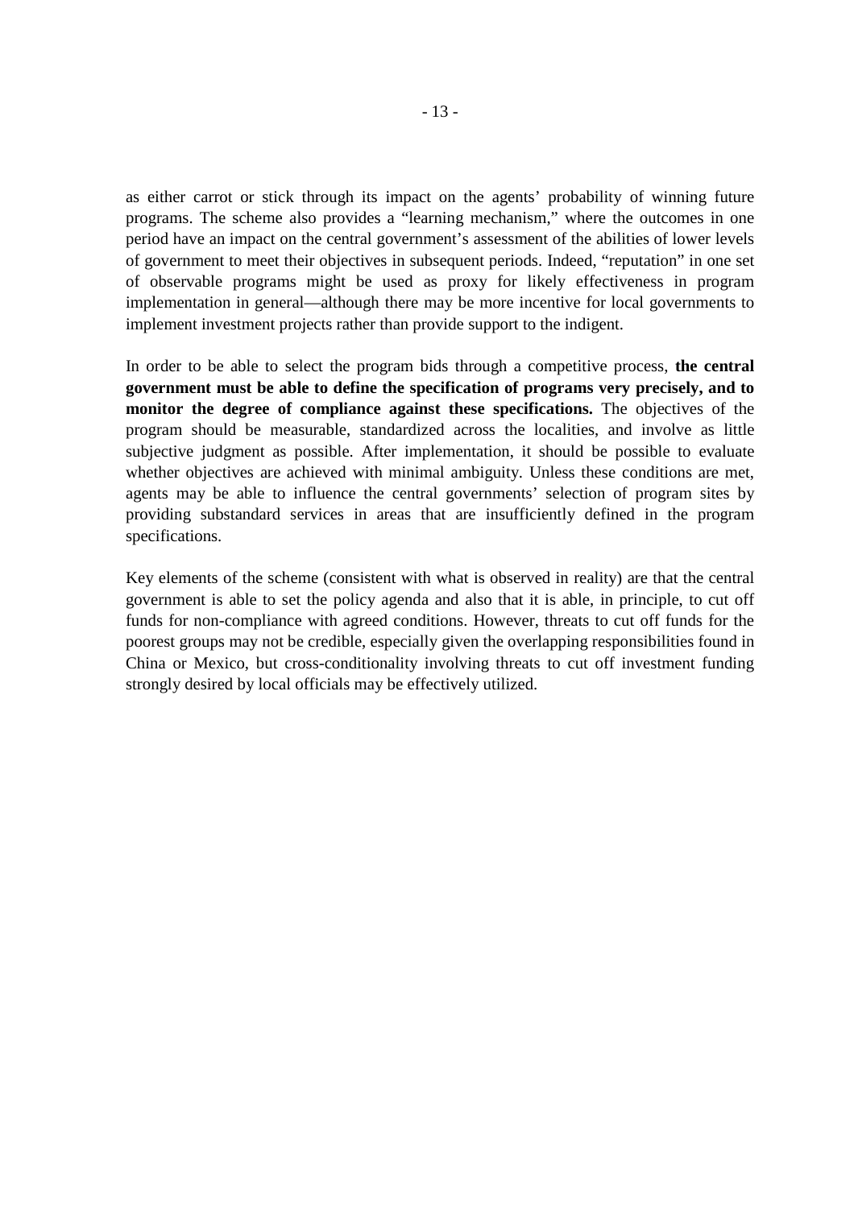as either carrot or stick through its impact on the agents' probability of winning future programs. The scheme also provides a "learning mechanism," where the outcomes in one period have an impact on the central government's assessment of the abilities of lower levels of government to meet their objectives in subsequent periods. Indeed, "reputation" in one set of observable programs might be used as proxy for likely effectiveness in program implementation in general—although there may be more incentive for local governments to implement investment projects rather than provide support to the indigent.

In order to be able to select the program bids through a competitive process, **the central government must be able to define the specification of programs very precisely, and to monitor the degree of compliance against these specifications.** The objectives of the program should be measurable, standardized across the localities, and involve as little subjective judgment as possible. After implementation, it should be possible to evaluate whether objectives are achieved with minimal ambiguity. Unless these conditions are met, agents may be able to influence the central governments' selection of program sites by providing substandard services in areas that are insufficiently defined in the program specifications.

Key elements of the scheme (consistent with what is observed in reality) are that the central government is able to set the policy agenda and also that it is able, in principle, to cut off funds for non-compliance with agreed conditions. However, threats to cut off funds for the poorest groups may not be credible, especially given the overlapping responsibilities found in China or Mexico, but cross-conditionality involving threats to cut off investment funding strongly desired by local officials may be effectively utilized.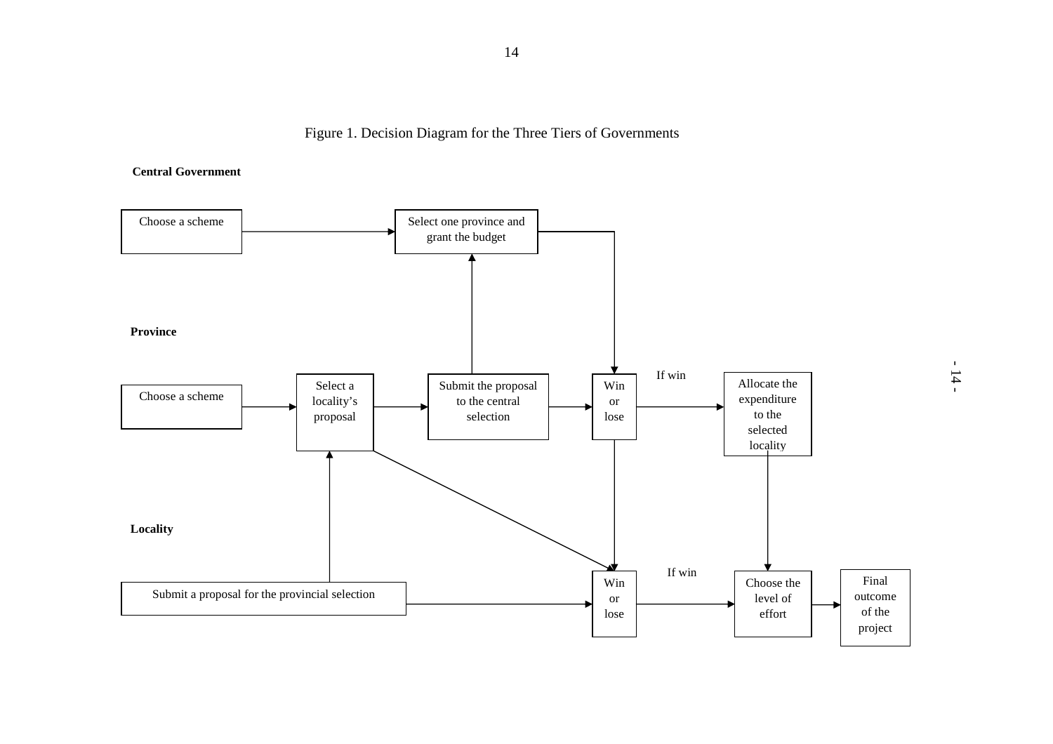Figure 1. Decision Diagram for the Three Tiers of Governments

**Central Government**

Choose a scheme → Select one province and grant the budget

**Province**

Choose a scheme → Select a locality's proposal → Submit the proposal to the central selection → Win or lose → (If win) Allocate the expenditure to the selected locality

**Locality**

Submit a proposal for the provincial selection → Win or lose → (If win) Choose the level of effort → Final outcome of the project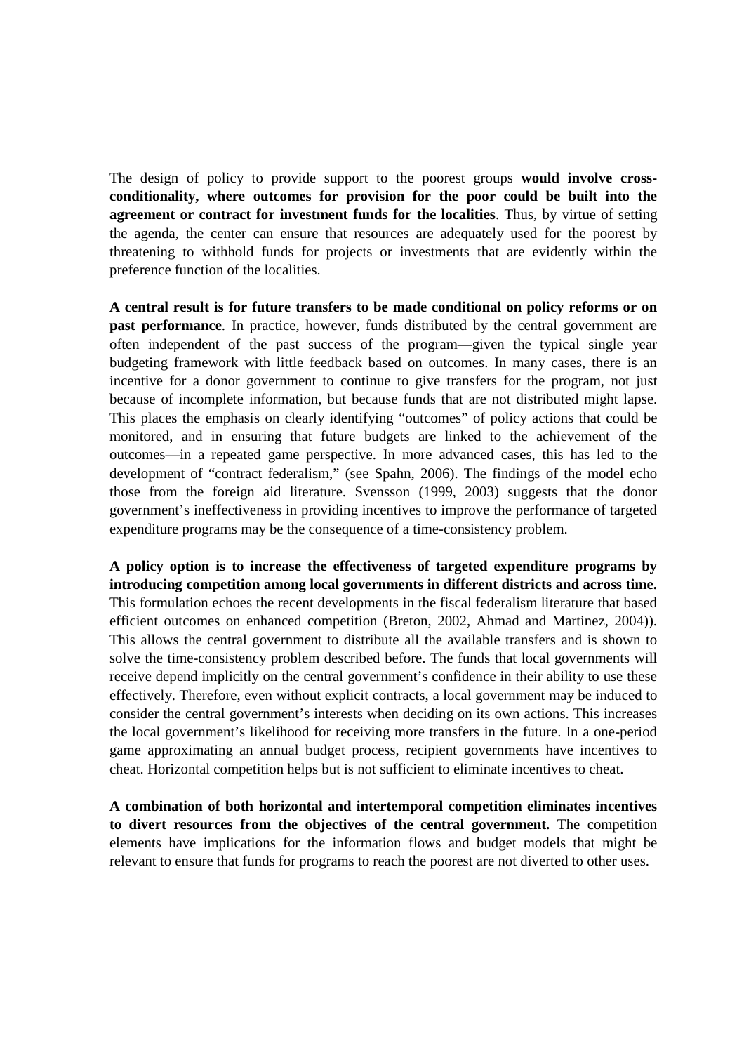The design of policy to provide support to the poorest groups **would involve cross-conditionality, where outcomes for provision for the poor could be built into the agreement or contract for investment funds for the localities**. Thus, by virtue of setting the agenda, the center can ensure that resources are adequately used for the poorest by threatening to withhold funds for projects or investments that are evidently within the preference function of the localities.

**A central result is for future transfers to be made conditional on policy reforms or on past performance**. In practice, however, funds distributed by the central government are often independent of the past success of the program—given the typical single year budgeting framework with little feedback based on outcomes. In many cases, there is an incentive for a donor government to continue to give transfers for the program, not just because of incomplete information, but because funds that are not distributed might lapse. This places the emphasis on clearly identifying "outcomes" of policy actions that could be monitored, and in ensuring that future budgets are linked to the achievement of the outcomes—in a repeated game perspective. In more advanced cases, this has led to the development of "contract federalism," (see Spahn, 2006). The findings of the model echo those from the foreign aid literature. Svensson (1999, 2003) suggests that the donor government's ineffectiveness in providing incentives to improve the performance of targeted expenditure programs may be the consequence of a time-consistency problem.

**A policy option is to increase the effectiveness of targeted expenditure programs by introducing competition among local governments in different districts and across time.** This formulation echoes the recent developments in the fiscal federalism literature that based efficient outcomes on enhanced competition (Breton, 2002, Ahmad and Martinez, 2004)). This allows the central government to distribute all the available transfers and is shown to solve the time-consistency problem described before. The funds that local governments will receive depend implicitly on the central government's confidence in their ability to use these effectively. Therefore, even without explicit contracts, a local government may be induced to consider the central government's interests when deciding on its own actions. This increases the local government's likelihood for receiving more transfers in the future. In a one-period game approximating an annual budget process, recipient governments have incentives to cheat. Horizontal competition helps but is not sufficient to eliminate incentives to cheat.

**A combination of both horizontal and intertemporal competition eliminates incentives to divert resources from the objectives of the central government.** The competition elements have implications for the information flows and budget models that might be relevant to ensure that funds for programs to reach the poorest are not diverted to other uses.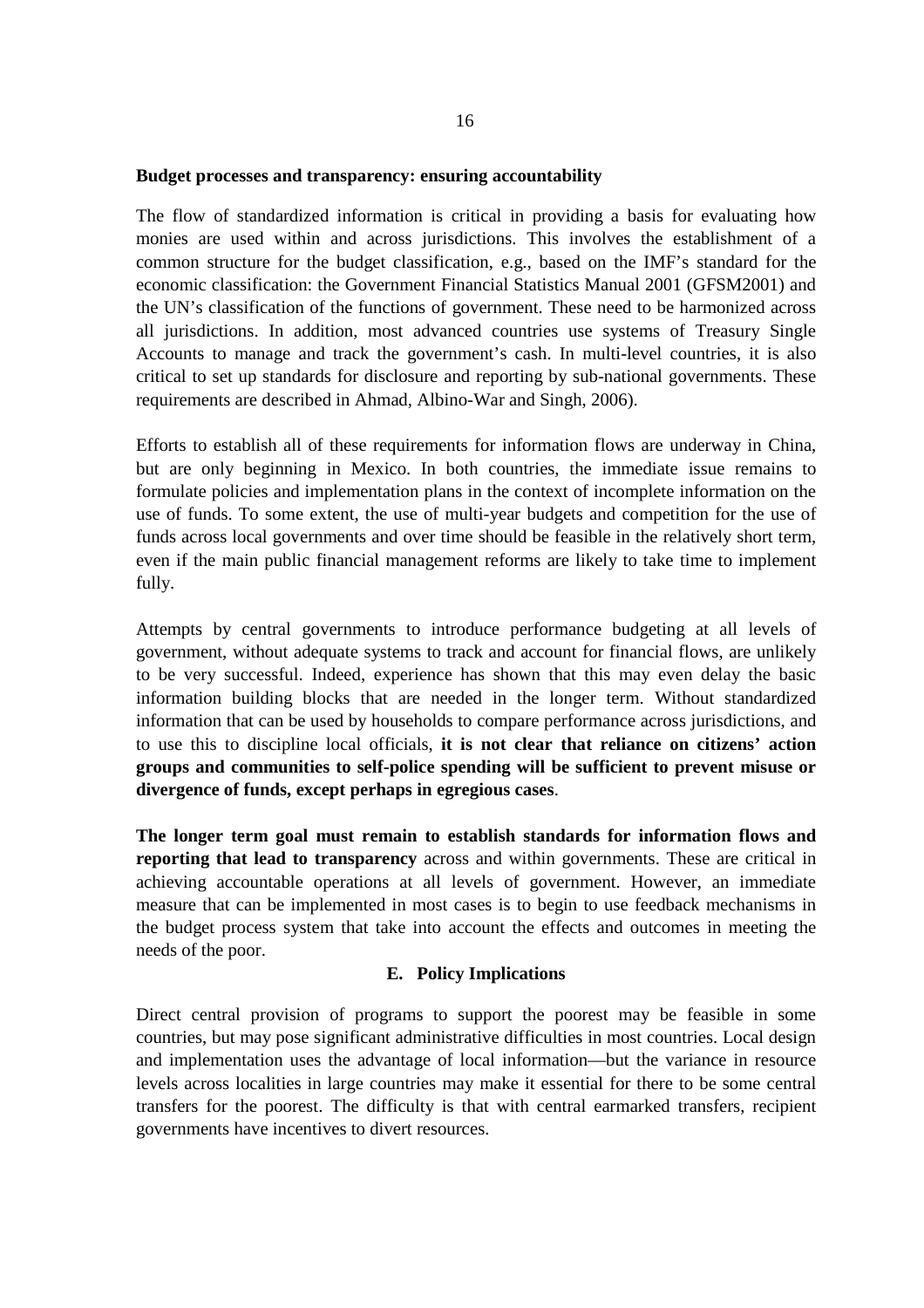**Budget processes and transparency: ensuring accountability**

The flow of standardized information is critical in providing a basis for evaluating how monies are used within and across jurisdictions. This involves the establishment of a common structure for the budget classification, e.g., based on the IMF's standard for the economic classification: the Government Financial Statistics Manual 2001 (GFSM2001) and the UN's classification of the functions of government. These need to be harmonized across all jurisdictions. In addition, most advanced countries use systems of Treasury Single Accounts to manage and track the government's cash. In multi-level countries, it is also critical to set up standards for disclosure and reporting by sub-national governments. These requirements are described in Ahmad, Albino-War and Singh, 2006).

Efforts to establish all of these requirements for information flows are underway in China, but are only beginning in Mexico. In both countries, the immediate issue remains to formulate policies and implementation plans in the context of incomplete information on the use of funds. To some extent, the use of multi-year budgets and competition for the use of funds across local governments and over time should be feasible in the relatively short term, even if the main public financial management reforms are likely to take time to implement fully.

Attempts by central governments to introduce performance budgeting at all levels of government, without adequate systems to track and account for financial flows, are unlikely to be very successful. Indeed, experience has shown that this may even delay the basic information building blocks that are needed in the longer term. Without standardized information that can be used by households to compare performance across jurisdictions, and to use this to discipline local officials, **it is not clear that reliance on citizens' action groups and communities to self-police spending will be sufficient to prevent misuse or divergence of funds, except perhaps in egregious cases**.

**The longer term goal must remain to establish standards for information flows and reporting that lead to transparency** across and within governments. These are critical in achieving accountable operations at all levels of government. However, an immediate measure that can be implemented in most cases is to begin to use feedback mechanisms in the budget process system that take into account the effects and outcomes in meeting the needs of the poor.

## E. Policy Implications

Direct central provision of programs to support the poorest may be feasible in some countries, but may pose significant administrative difficulties in most countries. Local design and implementation uses the advantage of local information—but the variance in resource levels across localities in large countries may make it essential for there to be some central transfers for the poorest. The difficulty is that with central earmarked transfers, recipient governments have incentives to divert resources.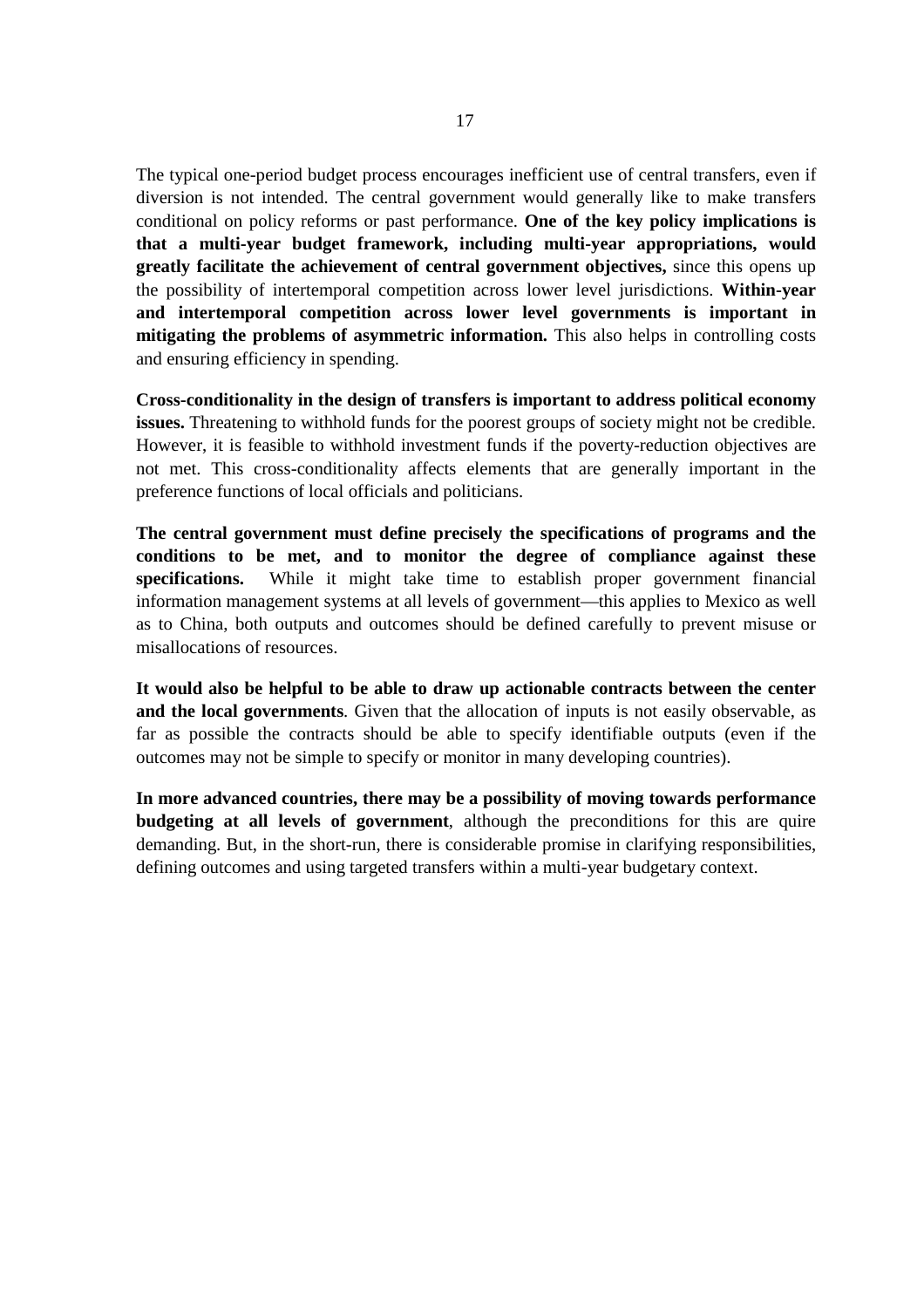The typical one-period budget process encourages inefficient use of central transfers, even if diversion is not intended. The central government would generally like to make transfers conditional on policy reforms or past performance. **One of the key policy implications is that a multi-year budget framework, including multi-year appropriations, would greatly facilitate the achievement of central government objectives,** since this opens up the possibility of intertemporal competition across lower level jurisdictions. **Within-year and intertemporal competition across lower level governments is important in mitigating the problems of asymmetric information.** This also helps in controlling costs and ensuring efficiency in spending.

**Cross-conditionality in the design of transfers is important to address political economy issues.** Threatening to withhold funds for the poorest groups of society might not be credible. However, it is feasible to withhold investment funds if the poverty-reduction objectives are not met. This cross-conditionality affects elements that are generally important in the preference functions of local officials and politicians.

**The central government must define precisely the specifications of programs and the conditions to be met, and to monitor the degree of compliance against these specifications.** While it might take time to establish proper government financial information management systems at all levels of government—this applies to Mexico as well as to China, both outputs and outcomes should be defined carefully to prevent misuse or misallocations of resources.

**It would also be helpful to be able to draw up actionable contracts between the center and the local governments**. Given that the allocation of inputs is not easily observable, as far as possible the contracts should be able to specify identifiable outputs (even if the outcomes may not be simple to specify or monitor in many developing countries).

**In more advanced countries, there may be a possibility of moving towards performance budgeting at all levels of government**, although the preconditions for this are quire demanding. But, in the short-run, there is considerable promise in clarifying responsibilities, defining outcomes and using targeted transfers within a multi-year budgetary context.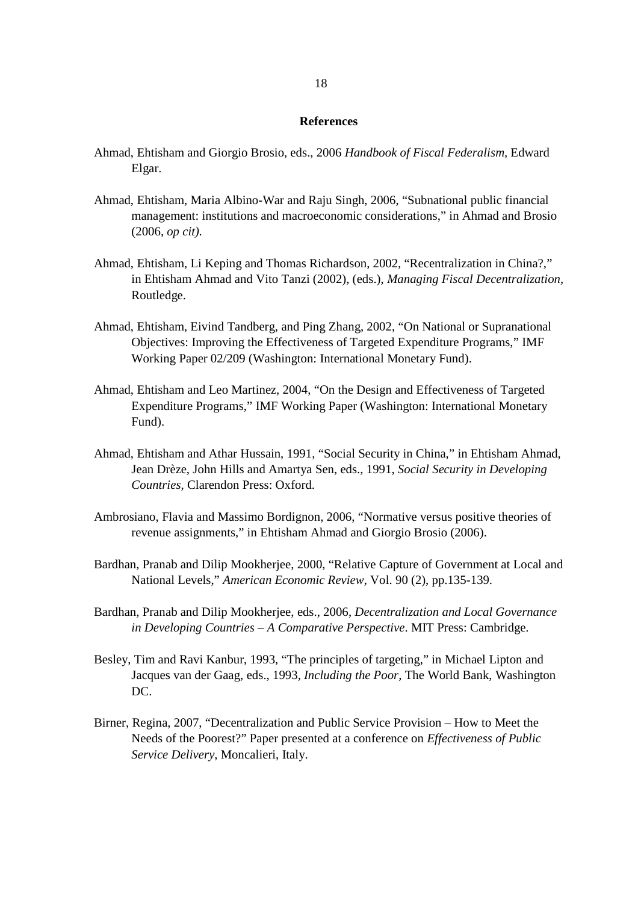## References

Ahmad, Ehtisham and Giorgio Brosio, eds., 2006 *Handbook of Fiscal Federalism*, Edward Elgar.

Ahmad, Ehtisham, Maria Albino-War and Raju Singh, 2006, "Subnational public financial management: institutions and macroeconomic considerations," in Ahmad and Brosio (2006, *op cit)*.

Ahmad, Ehtisham, Li Keping and Thomas Richardson, 2002, "Recentralization in China?," in Ehtisham Ahmad and Vito Tanzi (2002), (eds.), *Managing Fiscal Decentralization*, Routledge.

Ahmad, Ehtisham, Eivind Tandberg, and Ping Zhang, 2002, "On National or Supranational Objectives: Improving the Effectiveness of Targeted Expenditure Programs," IMF Working Paper 02/209 (Washington: International Monetary Fund).

Ahmad, Ehtisham and Leo Martinez, 2004, "On the Design and Effectiveness of Targeted Expenditure Programs," IMF Working Paper (Washington: International Monetary Fund).

Ahmad, Ehtisham and Athar Hussain, 1991, "Social Security in China," in Ehtisham Ahmad, Jean Drèze, John Hills and Amartya Sen, eds., 1991, *Social Security in Developing Countries,* Clarendon Press: Oxford.

Ambrosiano, Flavia and Massimo Bordignon, 2006, "Normative versus positive theories of revenue assignments," in Ehtisham Ahmad and Giorgio Brosio (2006).

Bardhan, Pranab and Dilip Mookherjee, 2000, "Relative Capture of Government at Local and National Levels," *American Economic Review*, Vol. 90 (2), pp.135-139.

Bardhan, Pranab and Dilip Mookherjee, eds., 2006, *Decentralization and Local Governance in Developing Countries – A Comparative Perspective*. MIT Press: Cambridge.

Besley, Tim and Ravi Kanbur, 1993, "The principles of targeting," in Michael Lipton and Jacques van der Gaag, eds., 1993, *Including the Poor,* The World Bank, Washington DC.

Birner, Regina, 2007, "Decentralization and Public Service Provision – How to Meet the Needs of the Poorest?" Paper presented at a conference on *Effectiveness of Public Service Delivery*, Moncalieri, Italy.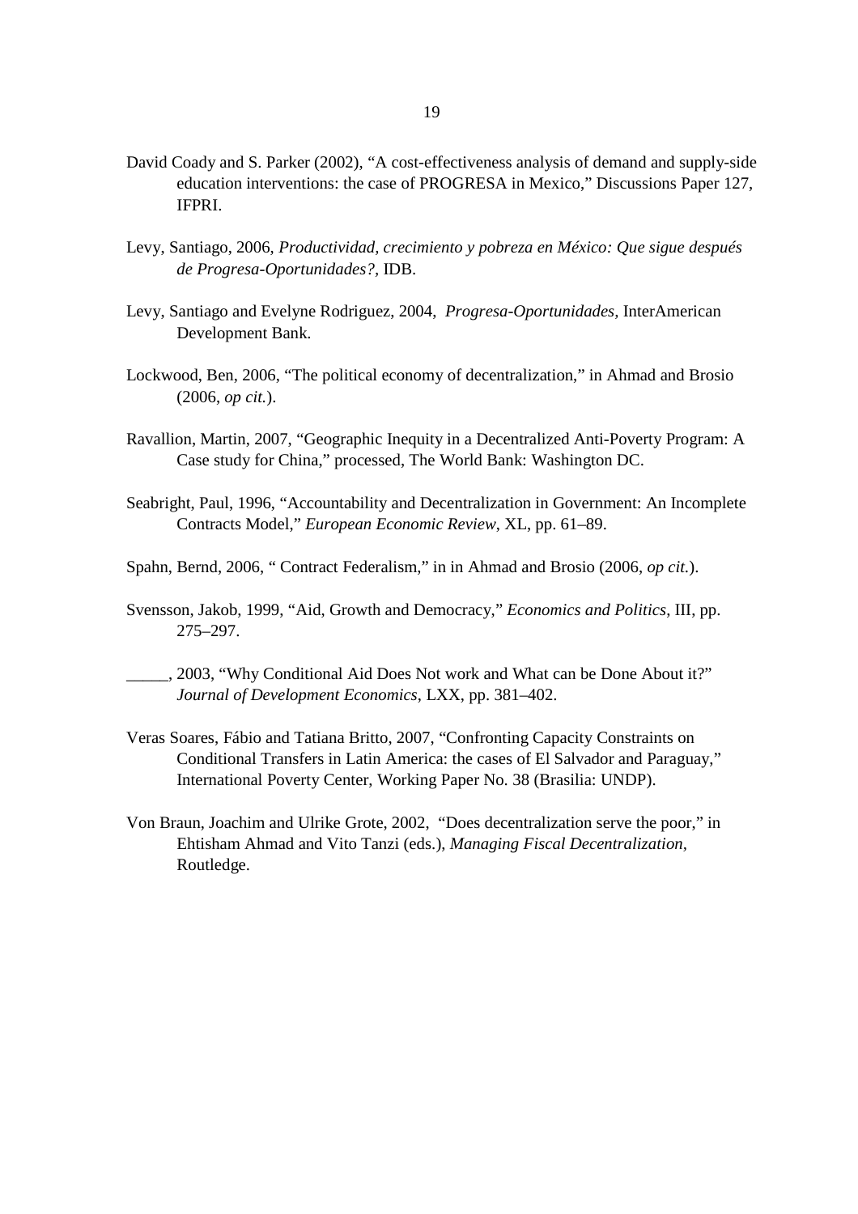David Coady and S. Parker (2002), “A cost-effectiveness analysis of demand and supply-side education interventions: the case of PROGRESA in Mexico,” Discussions Paper 127, IFPRI.

Levy, Santiago, 2006, *Productividad, crecimiento y pobreza en México: Que sigue después de Progresa-Oportunidades?*, IDB.

Levy, Santiago and Evelyne Rodriguez, 2004, *Progresa-Oportunidades*, InterAmerican Development Bank.

Lockwood, Ben, 2006, “The political economy of decentralization,” in Ahmad and Brosio (2006, *op cit.*).

Ravallion, Martin, 2007, “Geographic Inequity in a Decentralized Anti-Poverty Program: A Case study for China,” processed, The World Bank: Washington DC.

Seabright, Paul, 1996, “Accountability and Decentralization in Government: An Incomplete Contracts Model,” *European Economic Review*, XL, pp. 61–89.

Spahn, Bernd, 2006, “ Contract Federalism,” in in Ahmad and Brosio (2006, *op cit.*).

Svensson, Jakob, 1999, “Aid, Growth and Democracy,” *Economics and Politics*, III, pp. 275–297.

_____, 2003, “Why Conditional Aid Does Not work and What can be Done About it?” *Journal of Development Economics*, LXX, pp. 381–402.

Veras Soares, Fábio and Tatiana Britto, 2007, “Confronting Capacity Constraints on Conditional Transfers in Latin America: the cases of El Salvador and Paraguay,” International Poverty Center, Working Paper No. 38 (Brasilia: UNDP).

Von Braun, Joachim and Ulrike Grote, 2002, “Does decentralization serve the poor,” in Ehtisham Ahmad and Vito Tanzi (eds.), *Managing Fiscal Decentralization*, Routledge.